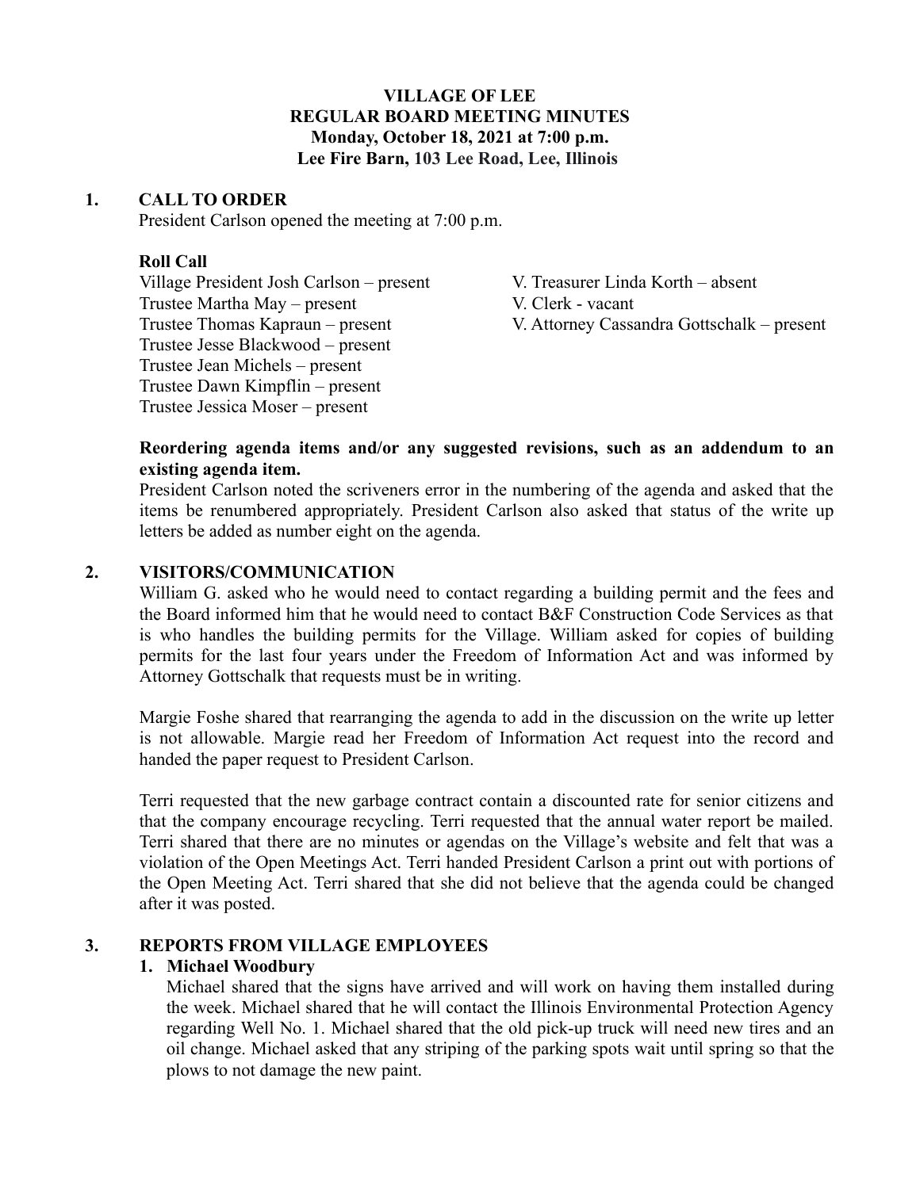# VILLAGE OF LEE
## REGULAR BOARD MEETING MINUTES
**Monday, October 18, 2021 at 7:00 p.m.**
**Lee Fire Barn, 103 Lee Road, Lee, Illinois**

## 1. CALL TO ORDER

President Carlson opened the meeting at 7:00 p.m.

### Roll Call

Village President Josh Carlson – present
Trustee Martha May – present
Trustee Thomas Kapraun – present
Trustee Jesse Blackwood – present
Trustee Jean Michels – present
Trustee Dawn Kimpflin – present
Trustee Jessica Moser – present

V. Treasurer Linda Korth – absent
V. Clerk - vacant
V. Attorney Cassandra Gottschalk – present

**Reordering agenda items and/or any suggested revisions, such as an addendum to an existing agenda item.**

President Carlson noted the scriveners error in the numbering of the agenda and asked that the items be renumbered appropriately. President Carlson also asked that status of the write up letters be added as number eight on the agenda.

## 2. VISITORS/COMMUNICATION

William G. asked who he would need to contact regarding a building permit and the fees and the Board informed him that he would need to contact B&F Construction Code Services as that is who handles the building permits for the Village. William asked for copies of building permits for the last four years under the Freedom of Information Act and was informed by Attorney Gottschalk that requests must be in writing.

Margie Foshe shared that rearranging the agenda to add in the discussion on the write up letter is not allowable. Margie read her Freedom of Information Act request into the record and handed the paper request to President Carlson.

Terri requested that the new garbage contract contain a discounted rate for senior citizens and that the company encourage recycling. Terri requested that the annual water report be mailed. Terri shared that there are no minutes or agendas on the Village's website and felt that was a violation of the Open Meetings Act. Terri handed President Carlson a print out with portions of the Open Meeting Act. Terri shared that she did not believe that the agenda could be changed after it was posted.

## 3. REPORTS FROM VILLAGE EMPLOYEES

### 1. Michael Woodbury

Michael shared that the signs have arrived and will work on having them installed during the week. Michael shared that he will contact the Illinois Environmental Protection Agency regarding Well No. 1. Michael shared that the old pick-up truck will need new tires and an oil change. Michael asked that any striping of the parking spots wait until spring so that the plows to not damage the new paint.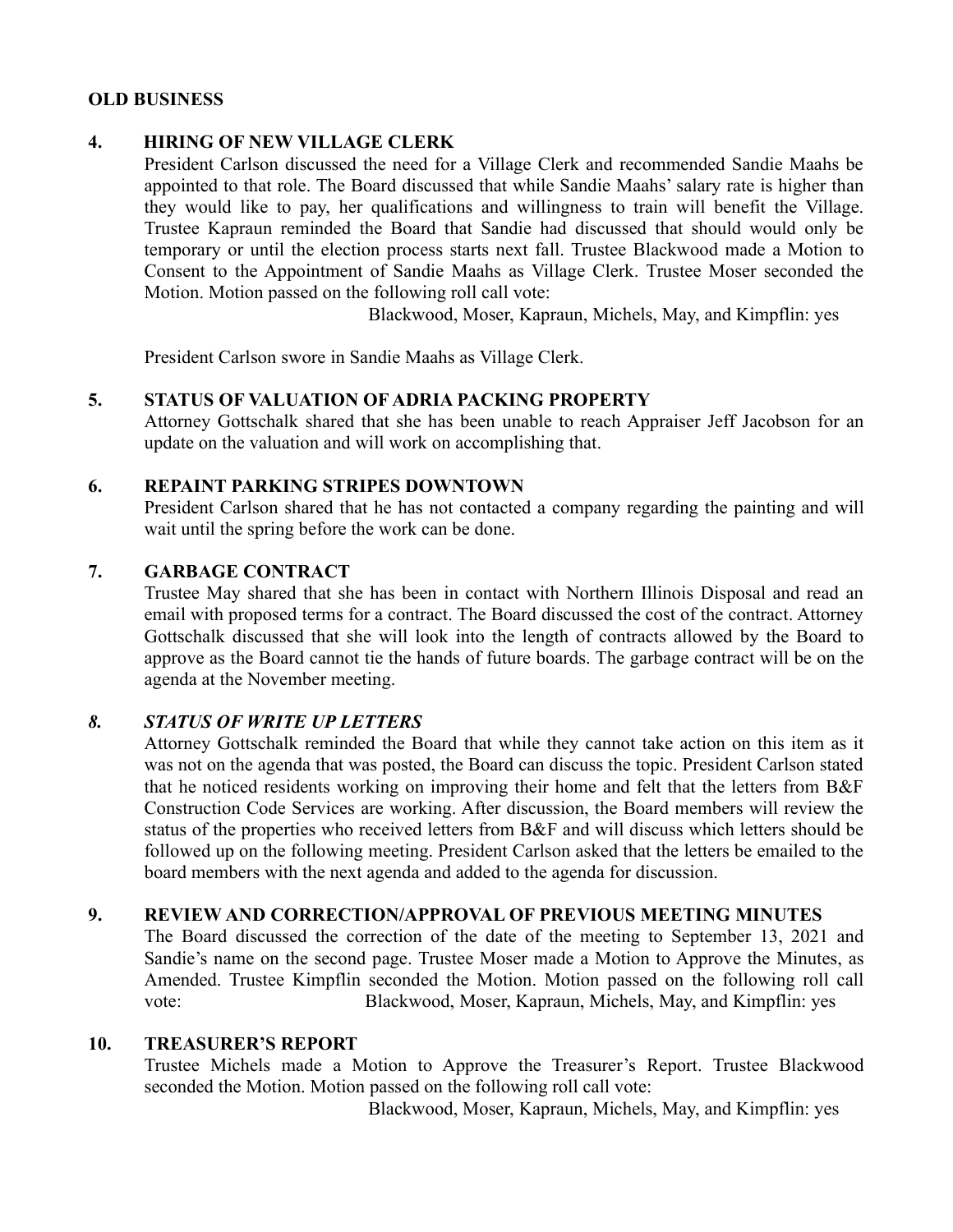**OLD BUSINESS**

**4. HIRING OF NEW VILLAGE CLERK**

President Carlson discussed the need for a Village Clerk and recommended Sandie Maahs be appointed to that role. The Board discussed that while Sandie Maahs' salary rate is higher than they would like to pay, her qualifications and willingness to train will benefit the Village. Trustee Kapraun reminded the Board that Sandie had discussed that should would only be temporary or until the election process starts next fall. Trustee Blackwood made a Motion to Consent to the Appointment of Sandie Maahs as Village Clerk. Trustee Moser seconded the Motion. Motion passed on the following roll call vote:

Blackwood, Moser, Kapraun, Michels, May, and Kimpflin: yes

President Carlson swore in Sandie Maahs as Village Clerk.

**5. STATUS OF VALUATION OF ADRIA PACKING PROPERTY**

Attorney Gottschalk shared that she has been unable to reach Appraiser Jeff Jacobson for an update on the valuation and will work on accomplishing that.

**6. REPAINT PARKING STRIPES DOWNTOWN**

President Carlson shared that he has not contacted a company regarding the painting and will wait until the spring before the work can be done.

**7. GARBAGE CONTRACT**

Trustee May shared that she has been in contact with Northern Illinois Disposal and read an email with proposed terms for a contract. The Board discussed the cost of the contract. Attorney Gottschalk discussed that she will look into the length of contracts allowed by the Board to approve as the Board cannot tie the hands of future boards. The garbage contract will be on the agenda at the November meeting.

***8. STATUS OF WRITE UP LETTERS***

Attorney Gottschalk reminded the Board that while they cannot take action on this item as it was not on the agenda that was posted, the Board can discuss the topic. President Carlson stated that he noticed residents working on improving their home and felt that the letters from B&F Construction Code Services are working. After discussion, the Board members will review the status of the properties who received letters from B&F and will discuss which letters should be followed up on the following meeting. President Carlson asked that the letters be emailed to the board members with the next agenda and added to the agenda for discussion.

**9. REVIEW AND CORRECTION/APPROVAL OF PREVIOUS MEETING MINUTES**

The Board discussed the correction of the date of the meeting to September 13, 2021 and Sandie's name on the second page. Trustee Moser made a Motion to Approve the Minutes, as Amended. Trustee Kimpflin seconded the Motion. Motion passed on the following roll call vote: Blackwood, Moser, Kapraun, Michels, May, and Kimpflin: yes

**10. TREASURER'S REPORT**

Trustee Michels made a Motion to Approve the Treasurer's Report. Trustee Blackwood seconded the Motion. Motion passed on the following roll call vote:

Blackwood, Moser, Kapraun, Michels, May, and Kimpflin: yes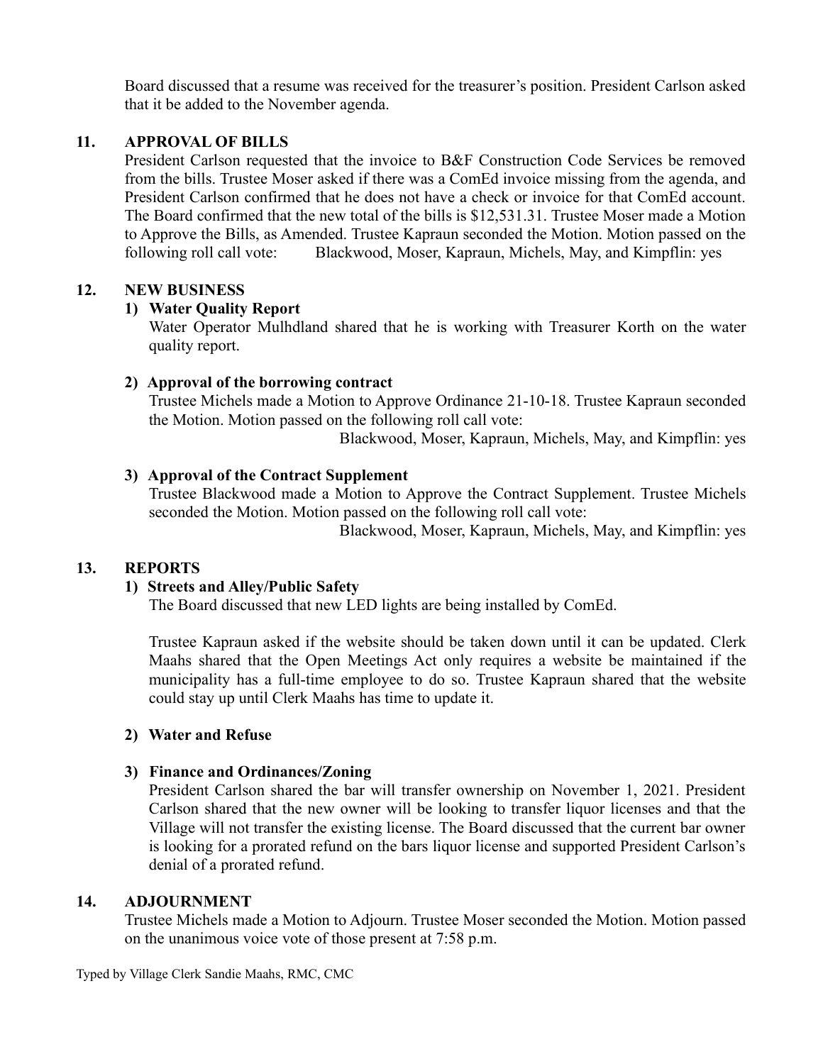Board discussed that a resume was received for the treasurer's position. President Carlson asked that it be added to the November agenda.

## 11. APPROVAL OF BILLS

President Carlson requested that the invoice to B&F Construction Code Services be removed from the bills. Trustee Moser asked if there was a ComEd invoice missing from the agenda, and President Carlson confirmed that he does not have a check or invoice for that ComEd account. The Board confirmed that the new total of the bills is $12,531.31. Trustee Moser made a Motion to Approve the Bills, as Amended. Trustee Kapraun seconded the Motion. Motion passed on the following roll call vote: Blackwood, Moser, Kapraun, Michels, May, and Kimpflin: yes

## 12. NEW BUSINESS

### 1) Water Quality Report

Water Operator Mulhdland shared that he is working with Treasurer Korth on the water quality report.

### 2) Approval of the borrowing contract

Trustee Michels made a Motion to Approve Ordinance 21-10-18. Trustee Kapraun seconded the Motion. Motion passed on the following roll call vote:

Blackwood, Moser, Kapraun, Michels, May, and Kimpflin: yes

### 3) Approval of the Contract Supplement

Trustee Blackwood made a Motion to Approve the Contract Supplement. Trustee Michels seconded the Motion. Motion passed on the following roll call vote:

Blackwood, Moser, Kapraun, Michels, May, and Kimpflin: yes

## 13. REPORTS

### 1) Streets and Alley/Public Safety

The Board discussed that new LED lights are being installed by ComEd.

Trustee Kapraun asked if the website should be taken down until it can be updated. Clerk Maahs shared that the Open Meetings Act only requires a website be maintained if the municipality has a full-time employee to do so. Trustee Kapraun shared that the website could stay up until Clerk Maahs has time to update it.

### 2) Water and Refuse

### 3) Finance and Ordinances/Zoning

President Carlson shared the bar will transfer ownership on November 1, 2021. President Carlson shared that the new owner will be looking to transfer liquor licenses and that the Village will not transfer the existing license. The Board discussed that the current bar owner is looking for a prorated refund on the bars liquor license and supported President Carlson's denial of a prorated refund.

## 14. ADJOURNMENT

Trustee Michels made a Motion to Adjourn. Trustee Moser seconded the Motion. Motion passed on the unanimous voice vote of those present at 7:58 p.m.

Typed by Village Clerk Sandie Maahs, RMC, CMC